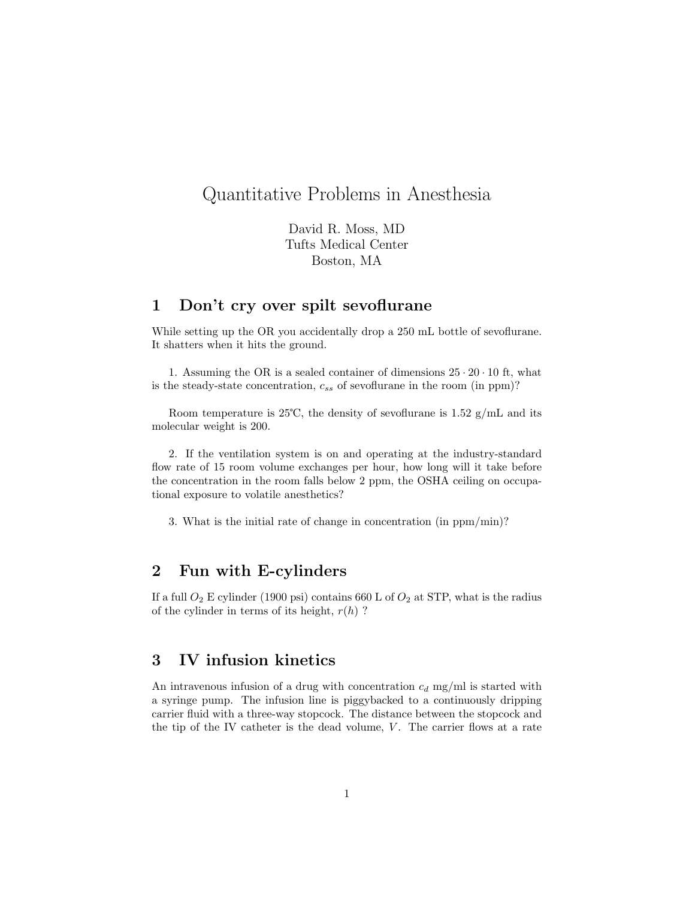# Quantitative Problems in Anesthesia

David R. Moss, MD
Tufts Medical Center
Boston, MA

## 1 Don't cry over spilt sevoflurane

While setting up the OR you accidentally drop a 250 mL bottle of sevoflurane. It shatters when it hits the ground.

1. Assuming the OR is a sealed container of dimensions $25 \cdot 20 \cdot 10$ ft, what is the steady-state concentration, $c_{ss}$ of sevoflurane in the room (in ppm)?

Room temperature is 25°C, the density of sevoflurane is 1.52 g/mL and its molecular weight is 200.

2. If the ventilation system is on and operating at the industry-standard flow rate of 15 room volume exchanges per hour, how long will it take before the concentration in the room falls below 2 ppm, the OSHA ceiling on occupational exposure to volatile anesthetics?

3. What is the initial rate of change in concentration (in ppm/min)?

## 2 Fun with E-cylinders

If a full $O_2$ E cylinder (1900 psi) contains 660 L of $O_2$ at STP, what is the radius of the cylinder in terms of its height, $r(h)$ ?

## 3 IV infusion kinetics

An intravenous infusion of a drug with concentration $c_d$ mg/ml is started with a syringe pump. The infusion line is piggybacked to a continuously dripping carrier fluid with a three-way stopcock. The distance between the stopcock and the tip of the IV catheter is the dead volume, $V$. The carrier flows at a rate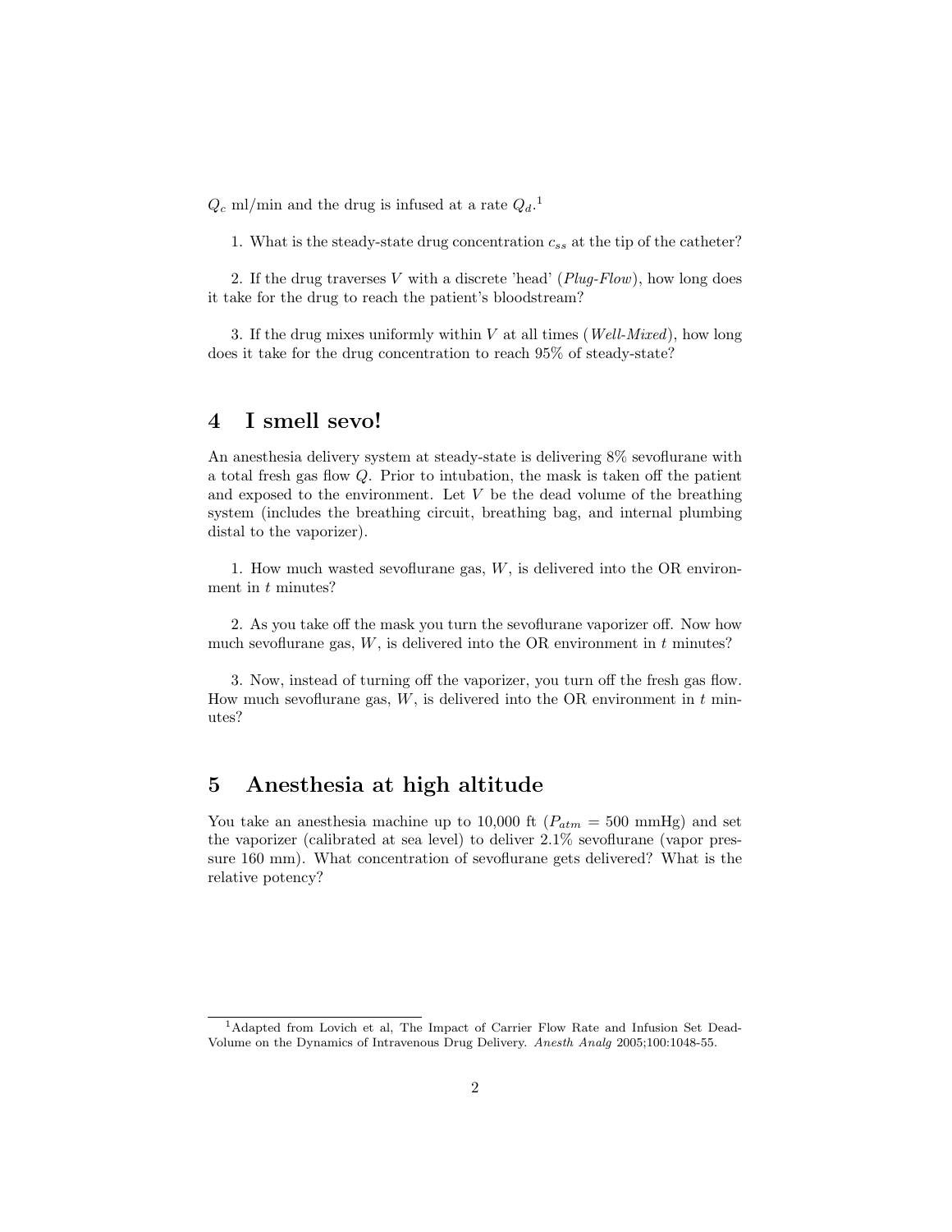$Q_c$ ml/min and the drug is infused at a rate $Q_d$.[1]

1. What is the steady-state drug concentration $c_{ss}$ at the tip of the catheter?

2. If the drug traverses $V$ with a discrete 'head' (*Plug-Flow*), how long does it take for the drug to reach the patient's bloodstream?

3. If the drug mixes uniformly within $V$ at all times (*Well-Mixed*), how long does it take for the drug concentration to reach 95% of steady-state?

## 4 I smell sevo!

An anesthesia delivery system at steady-state is delivering 8% sevoflurane with a total fresh gas flow $Q$. Prior to intubation, the mask is taken off the patient and exposed to the environment. Let $V$ be the dead volume of the breathing system (includes the breathing circuit, breathing bag, and internal plumbing distal to the vaporizer).

1. How much wasted sevoflurane gas, $W$, is delivered into the OR environment in $t$ minutes?

2. As you take off the mask you turn the sevoflurane vaporizer off. Now how much sevoflurane gas, $W$, is delivered into the OR environment in $t$ minutes?

3. Now, instead of turning off the vaporizer, you turn off the fresh gas flow. How much sevoflurane gas, $W$, is delivered into the OR environment in $t$ minutes?

## 5 Anesthesia at high altitude

You take an anesthesia machine up to 10,000 ft ($P_{atm}$ = 500 mmHg) and set the vaporizer (calibrated at sea level) to deliver 2.1% sevoflurane (vapor pressure 160 mm). What concentration of sevoflurane gets delivered? What is the relative potency?

---

[1] Adapted from Lovich et al, The Impact of Carrier Flow Rate and Infusion Set Dead-Volume on the Dynamics of Intravenous Drug Delivery. *Anesth Analg* 2005;100:1048-55.